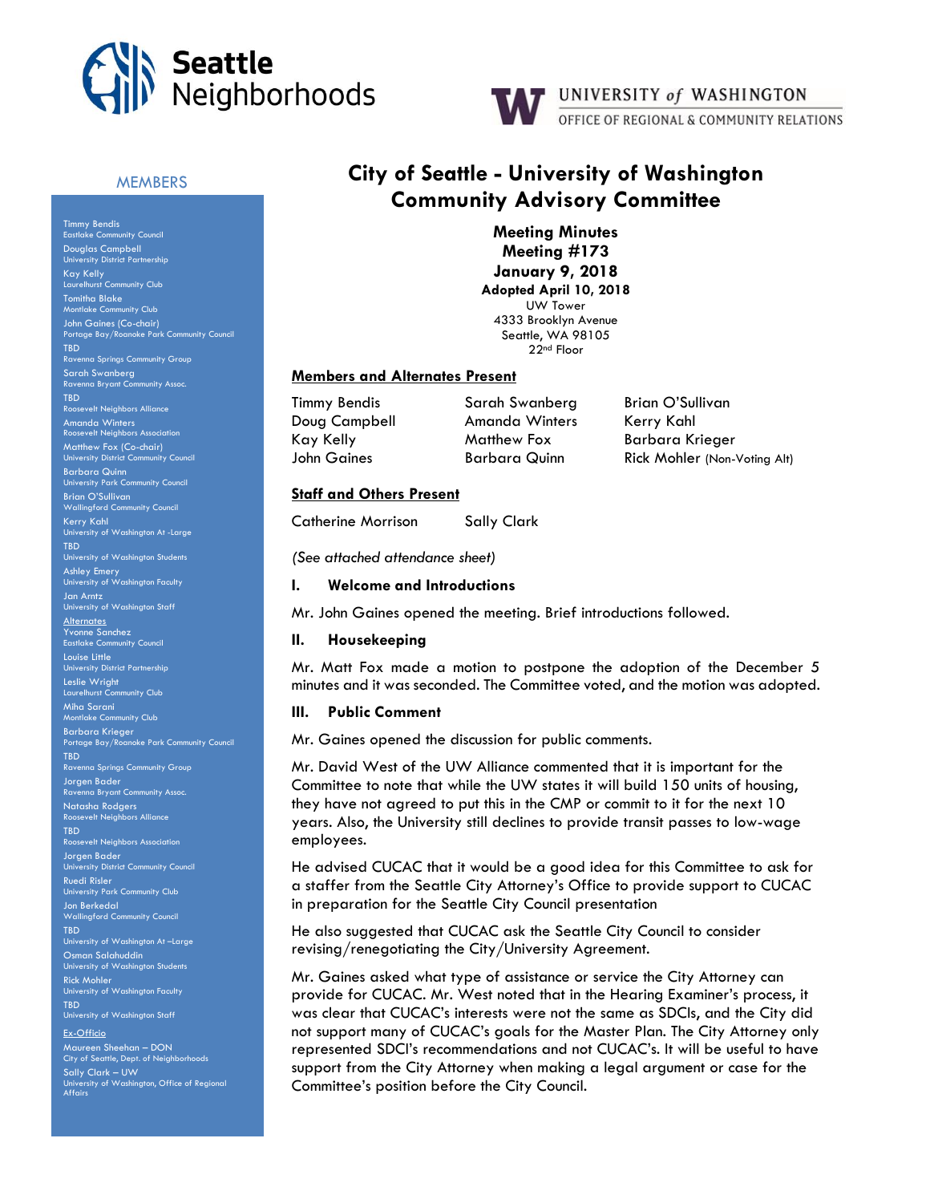Seattle Neighborhoods

UNIVERSITY of WASHINGTON
OFFICE OF REGIONAL & COMMUNITY RELATIONS

# City of Seattle - University of Washington Community Advisory Committee

**Meeting Minutes**
**Meeting #173**
**January 9, 2018**
**Adopted April 10, 2018**
UW Tower
4333 Brooklyn Avenue
Seattle, WA 98105
22nd Floor

## MEMBERS

Timmy Bendis
Eastlake Community Council
Douglas Campbell
University District Partnership
Kay Kelly
Laurelhurst Community Club
Tomitha Blake
Montlake Community Club
John Gaines (Co-chair)
Portage Bay/Roanoke Park Community Council
TBD
Ravenna Springs Community Group
Sarah Swanberg
Ravenna Bryant Community Assoc.
TBD
Roosevelt Neighbors Alliance
Amanda Winters
Roosevelt Neighbors Association
Matthew Fox (Co-chair)
University District Community Council
Barbara Quinn
University Park Community Council
Brian O'Sullivan
Wallingford Community Council
Kerry Kahl
University of Washington At -Large
TBD
University of Washington Students
Ashley Emery
University of Washington Faculty
Jan Arntz
University of Washington Staff

Alternates
Yvonne Sanchez
Eastlake Community Council
Louise Little
University District Partnership
Leslie Wright
Laurelhurst Community Club
Miha Sarani
Montlake Community Club
Barbara Krieger
Portage Bay/Roanoke Park Community Council
TBD
Ravenna Springs Community Group
Jorgen Bader
Ravenna Bryant Community Assoc.
Natasha Rodgers
Roosevelt Neighbors Alliance
TBD
Roosevelt Neighbors Association
Jorgen Bader
University District Community Council
Ruedi Risler
University Park Community Club
Jon Berkedal
Wallingford Community Council
TBD
University of Washington At –Large
Osman Salahuddin
University of Washington Students
Rick Mohler
University of Washington Faculty
TBD
University of Washington Staff

Ex-Officio
Maureen Sheehan – DON
City of Seattle, Dept. of Neighborhoods
Sally Clark – UW
University of Washington, Office of Regional Affairs

## Members and Alternates Present

| | | |
|---|---|---|
| Timmy Bendis | Sarah Swanberg | Brian O'Sullivan |
| Doug Campbell | Amanda Winters | Kerry Kahl |
| Kay Kelly | Matthew Fox | Barbara Krieger |
| John Gaines | Barbara Quinn | Rick Mohler (Non-Voting Alt) |

## Staff and Others Present

| | |
|---|---|
| Catherine Morrison | Sally Clark |

*(See attached attendance sheet)*

## I. Welcome and Introductions

Mr. John Gaines opened the meeting. Brief introductions followed.

## II. Housekeeping

Mr. Matt Fox made a motion to postpone the adoption of the December 5 minutes and it was seconded. The Committee voted, and the motion was adopted.

## III. Public Comment

Mr. Gaines opened the discussion for public comments.

Mr. David West of the UW Alliance commented that it is important for the Committee to note that while the UW states it will build 150 units of housing, they have not agreed to put this in the CMP or commit to it for the next 10 years. Also, the University still declines to provide transit passes to low-wage employees.

He advised CUCAC that it would be a good idea for this Committee to ask for a staffer from the Seattle City Attorney's Office to provide support to CUCAC in preparation for the Seattle City Council presentation

He also suggested that CUCAC ask the Seattle City Council to consider revising/renegotiating the City/University Agreement.

Mr. Gaines asked what type of assistance or service the City Attorney can provide for CUCAC. Mr. West noted that in the Hearing Examiner's process, it was clear that CUCAC's interests were not the same as SDCIs, and the City did not support many of CUCAC's goals for the Master Plan. The City Attorney only represented SDCI's recommendations and not CUCAC's. It will be useful to have support from the City Attorney when making a legal argument or case for the Committee's position before the City Council.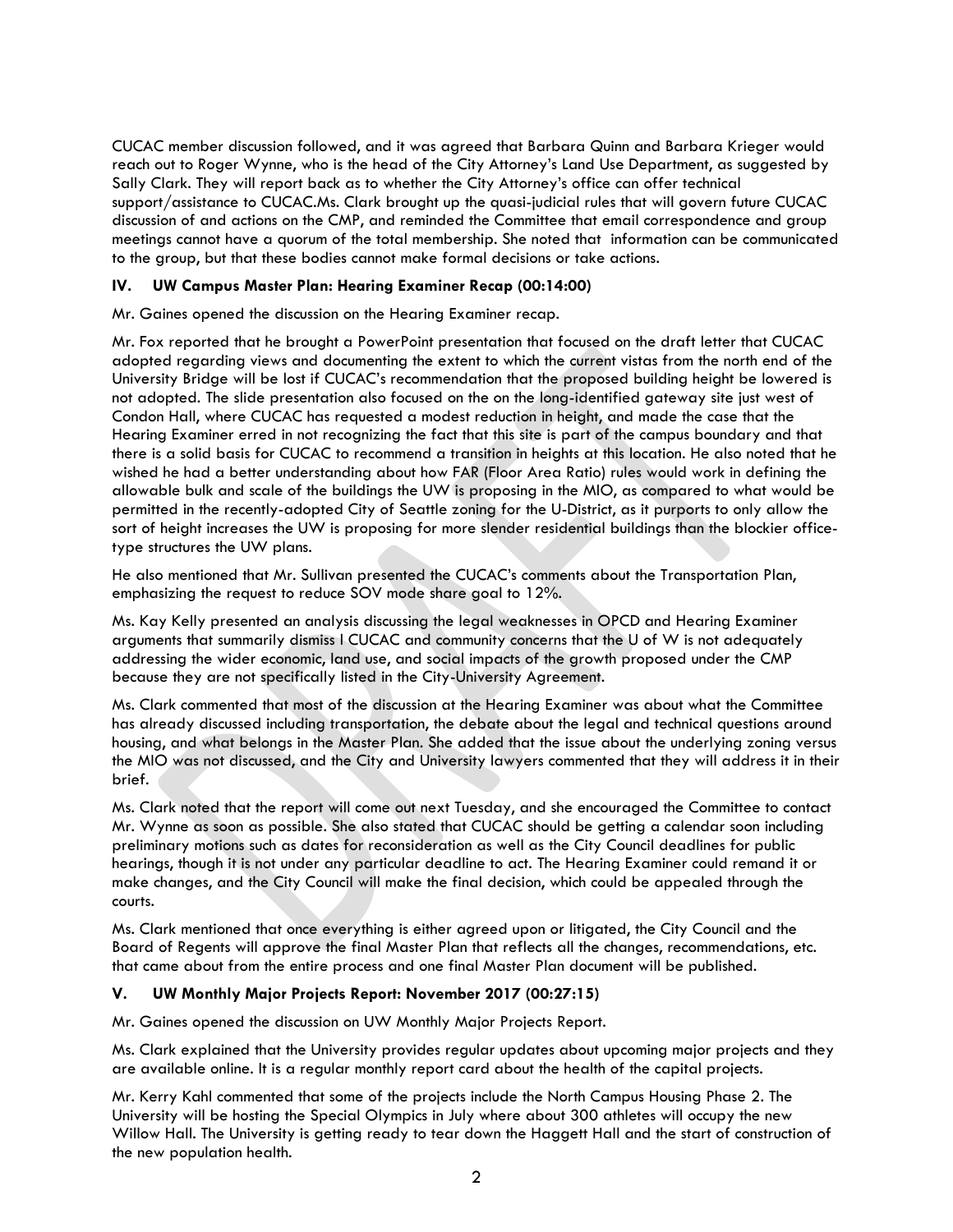CUCAC member discussion followed, and it was agreed that Barbara Quinn and Barbara Krieger would reach out to Roger Wynne, who is the head of the City Attorney's Land Use Department, as suggested by Sally Clark. They will report back as to whether the City Attorney's office can offer technical support/assistance to CUCAC.Ms. Clark brought up the quasi-judicial rules that will govern future CUCAC discussion of and actions on the CMP, and reminded the Committee that email correspondence and group meetings cannot have a quorum of the total membership. She noted that information can be communicated to the group, but that these bodies cannot make formal decisions or take actions.

### IV. UW Campus Master Plan: Hearing Examiner Recap (00:14:00)

Mr. Gaines opened the discussion on the Hearing Examiner recap.

Mr. Fox reported that he brought a PowerPoint presentation that focused on the draft letter that CUCAC adopted regarding views and documenting the extent to which the current vistas from the north end of the University Bridge will be lost if CUCAC's recommendation that the proposed building height be lowered is not adopted. The slide presentation also focused on the on the long-identified gateway site just west of Condon Hall, where CUCAC has requested a modest reduction in height, and made the case that the Hearing Examiner erred in not recognizing the fact that this site is part of the campus boundary and that there is a solid basis for CUCAC to recommend a transition in heights at this location. He also noted that he wished he had a better understanding about how FAR (Floor Area Ratio) rules would work in defining the allowable bulk and scale of the buildings the UW is proposing in the MIO, as compared to what would be permitted in the recently-adopted City of Seattle zoning for the U-District, as it purports to only allow the sort of height increases the UW is proposing for more slender residential buildings than the blockier office-type structures the UW plans.

He also mentioned that Mr. Sullivan presented the CUCAC's comments about the Transportation Plan, emphasizing the request to reduce SOV mode share goal to 12%.

Ms. Kay Kelly presented an analysis discussing the legal weaknesses in OPCD and Hearing Examiner arguments that summarily dismiss l CUCAC and community concerns that the U of W is not adequately addressing the wider economic, land use, and social impacts of the growth proposed under the CMP because they are not specifically listed in the City-University Agreement.

Ms. Clark commented that most of the discussion at the Hearing Examiner was about what the Committee has already discussed including transportation, the debate about the legal and technical questions around housing, and what belongs in the Master Plan. She added that the issue about the underlying zoning versus the MIO was not discussed, and the City and University lawyers commented that they will address it in their brief.

Ms. Clark noted that the report will come out next Tuesday, and she encouraged the Committee to contact Mr. Wynne as soon as possible. She also stated that CUCAC should be getting a calendar soon including preliminary motions such as dates for reconsideration as well as the City Council deadlines for public hearings, though it is not under any particular deadline to act. The Hearing Examiner could remand it or make changes, and the City Council will make the final decision, which could be appealed through the courts.

Ms. Clark mentioned that once everything is either agreed upon or litigated, the City Council and the Board of Regents will approve the final Master Plan that reflects all the changes, recommendations, etc. that came about from the entire process and one final Master Plan document will be published.

### V. UW Monthly Major Projects Report: November 2017 (00:27:15)

Mr. Gaines opened the discussion on UW Monthly Major Projects Report.

Ms. Clark explained that the University provides regular updates about upcoming major projects and they are available online. It is a regular monthly report card about the health of the capital projects.

Mr. Kerry Kahl commented that some of the projects include the North Campus Housing Phase 2. The University will be hosting the Special Olympics in July where about 300 athletes will occupy the new Willow Hall. The University is getting ready to tear down the Haggett Hall and the start of construction of the new population health.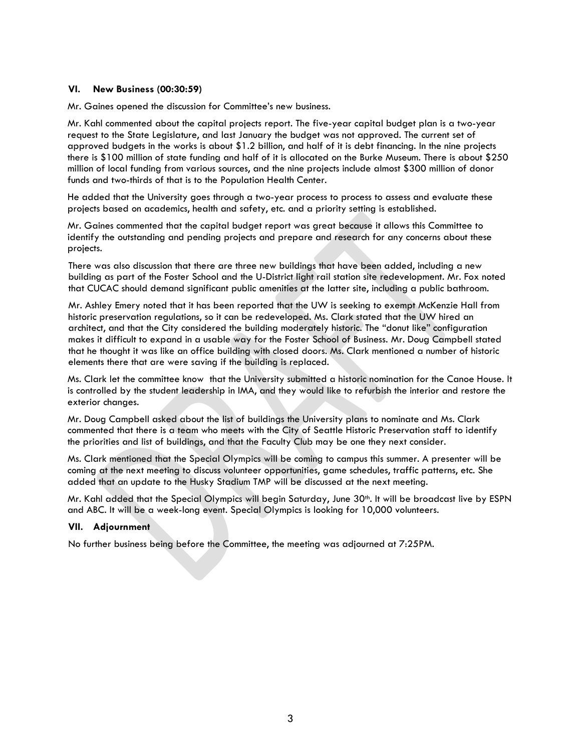### VI. New Business (00:30:59)

Mr. Gaines opened the discussion for Committee's new business.

Mr. Kahl commented about the capital projects report. The five-year capital budget plan is a two-year request to the State Legislature, and last January the budget was not approved. The current set of approved budgets in the works is about $1.2 billion, and half of it is debt financing. In the nine projects there is $100 million of state funding and half of it is allocated on the Burke Museum. There is about $250 million of local funding from various sources, and the nine projects include almost $300 million of donor funds and two-thirds of that is to the Population Health Center.

He added that the University goes through a two-year process to process to assess and evaluate these projects based on academics, health and safety, etc. and a priority setting is established.

Mr. Gaines commented that the capital budget report was great because it allows this Committee to identify the outstanding and pending projects and prepare and research for any concerns about these projects.

There was also discussion that there are three new buildings that have been added, including a new building as part of the Foster School and the U-District light rail station site redevelopment. Mr. Fox noted that CUCAC should demand significant public amenities at the latter site, including a public bathroom.

Mr. Ashley Emery noted that it has been reported that the UW is seeking to exempt McKenzie Hall from historic preservation regulations, so it can be redeveloped. Ms. Clark stated that the UW hired an architect, and that the City considered the building moderately historic. The "donut like" configuration makes it difficult to expand in a usable way for the Foster School of Business. Mr. Doug Campbell stated that he thought it was like an office building with closed doors. Ms. Clark mentioned a number of historic elements there that are were saving if the building is replaced.

Ms. Clark let the committee know that the University submitted a historic nomination for the Canoe House. It is controlled by the student leadership in IMA, and they would like to refurbish the interior and restore the exterior changes.

Mr. Doug Campbell asked about the list of buildings the University plans to nominate and Ms. Clark commented that there is a team who meets with the City of Seattle Historic Preservation staff to identify the priorities and list of buildings, and that the Faculty Club may be one they next consider.

Ms. Clark mentioned that the Special Olympics will be coming to campus this summer. A presenter will be coming at the next meeting to discuss volunteer opportunities, game schedules, traffic patterns, etc. She added that an update to the Husky Stadium TMP will be discussed at the next meeting.

Mr. Kahl added that the Special Olympics will begin Saturday, June 30th. It will be broadcast live by ESPN and ABC. It will be a week-long event. Special Olympics is looking for 10,000 volunteers.

### VII. Adjournment

No further business being before the Committee, the meeting was adjourned at 7:25PM.